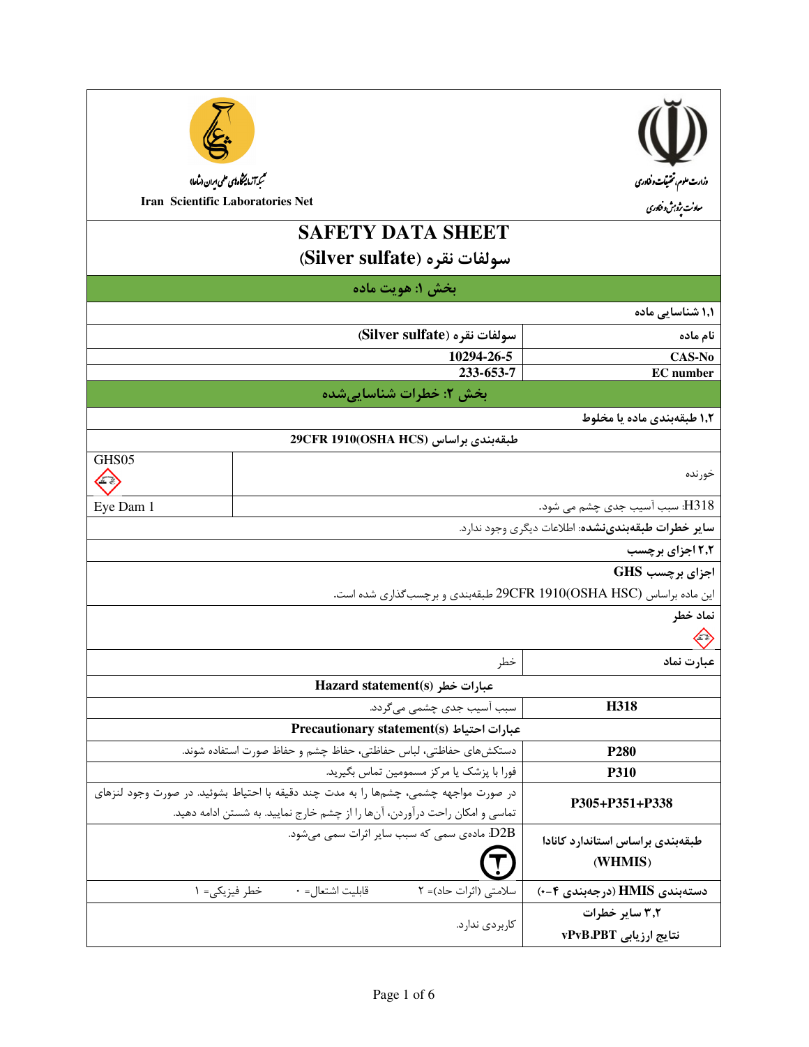Iran Scientific Laboratories Net

# SAFETY DATA SHEET

# سولفات نقره (Silver sulfate)

## بخش ۱: هویت ماده

**۱،۱ شناسایی ماده**

| نام ماده | سولفات نقره (Silver sulfate) |
|---|---|
| CAS-No | 10294-26-5 |
| EC number | 233-653-7 |

## بخش ۲: خطرات شناسایی‌شده

**۱،۲ طبقه‌بندی ماده یا مخلوط**

طبقه‌بندی براساس 29CFR 1910(OSHA HCS)

| خورنده | GHS05 |
|---|---|
| H318: سبب آسیب جدی چشم می شود. | Eye Dam 1 |

**سایر خطرات طبقه‌بندی‌نشده:** اطلاعات دیگری وجود ندارد.

**۲،۲ اجزای برچسب**

**اجزای برچسب GHS**

این ماده براساس 29CFR 1910(OSHA HSC) طبقه‌بندی و برچسب‌گذاری شده است.

**نماد خطر**

| عبارت نماد | خطر |
|---|---|
| **Hazard statement(s) عبارات خطر** | |
| **H318** | سبب آسیب جدی چشمی می‌گردد. |
| **Precautionary statement(s) عبارات احتیاط** | |
| **P280** | دستکش‌های حفاظتی، لباس حفاظتی، حفاظ چشم و حفاظ صورت استفاده شوند. |
| **P310** | فورا با پزشک یا مرکز مسمومین تماس بگیرید. |
| **P305+P351+P338** | در صورت مواجهه چشمی، چشم‌ها را به مدت چند دقیقه با احتیاط بشوئید. در صورت وجود لنزهای تماسی و امکان راحت درآوردن، آن‌ها را از چشم خارج نمایید. به شستن ادامه دهید. |
| **طبقه‌بندی براساس استاندارد کانادا (WHMIS)** | D2B: ماده‌ی سمی که سبب سایر اثرات سمی می‌شود. |
| **دسته‌بندی HMIS (درجه‌بندی ۴-۰)** | سلامتی (اثرات حاد)= ۲ &nbsp;&nbsp; قابلیت اشتعال= ۰ &nbsp;&nbsp; خطر فیزیکی= ۱ |
| **۳،۲ سایر خطرات** **نتایج ارزیابی vPvB،PBT** | کاربردی ندارد. |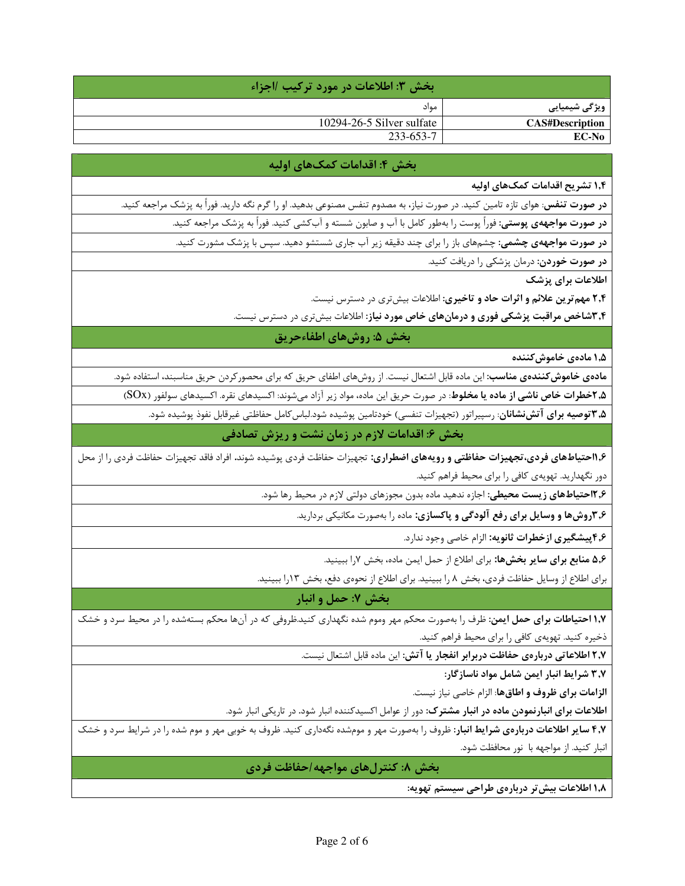## بخش ۳: اطلاعات در مورد ترکیب /اجزاء

| ویژگی شیمیایی | مواد |
|---|---|
| **CAS#Description** | 10294-26-5 Silver sulfate |
| **EC-No** | 233-653-7 |

## بخش ۴: اقدامات کمک‌های اولیه

**۱،۴ تشریح اقدامات کمک‌های اولیه**

**در صورت تنفس:** هوای تازه تامین کنید. در صورت نیاز، به مصدوم تنفس مصنوعی بدهید. او را گرم نگه دارید. فوراً به پزشک مراجعه کنید.

**در صورت مواجهه‌ی پوستی:** فوراً پوست را به‌طور کامل با آب و صابون شسته و آب‌کشی کنید. فوراً به پزشک مراجعه کنید.

**در صورت مواجهه‌ی چشمی:** چشم‌های باز را برای چند دقیقه زیر آب جاری شستشو دهید. سپس با پزشک مشورت کنید.

**در صورت خوردن:** درمان پزشکی را دریافت کنید.

**اطلاعات برای پزشک**

**۲،۴ مهم‌ترین علائم و اثرات حاد و تاخیری:** اطلاعات بیش‌تری در دسترس نیست.

**۳،۴شاخص مراقبت پزشکی فوری و درمان‌های خاص مورد نیاز:** اطلاعات بیش‌تری در دسترس نیست.

## بخش ۵: روش‌های اطفاءحریق

**۱،۵ ماده‌ی خاموش‌کننده**

**ماده‌ی خاموش‌کننده‌ی مناسب:** این ماده قابل اشتعال نیست. از روش‌های اطفای حریق که برای محصورکردن حریق مناسبند، استفاده شود.

**۲،۵خطرات خاص ناشی از ماده یا مخلوط**: در صورت حریق این ماده، مواد زیر آزاد می‌شوند: اکسیدهای نقره. اکسیدهای سولفور (SOx)

**۳،۵توصیه برای آتش‌نشانان**: رسپیراتور (تجهیزات تنفسی) خودتامین پوشیده شود.لباس‌کامل حفاظتی غیرقابل نفوذ پوشیده شود.

## بخش ۶: اقدامات لازم در زمان نشت و ریزش تصادفی

**۱،۶احتیاط‌های فردی،تجهیزات حفاظتی و رویه‌های اضطراری:** تجهیزات حفاظت فردی پوشیده شوند. افراد فاقد تجهیزات حفاظت فردی را از محل دور نگهدارید. تهویه‌ی کافی را برای محیط فراهم کنید.

**۲،۶احتیاط‌های زیست محیطی:** اجازه ندهید ماده بدون مجوزهای دولتی لازم در محیط رها شود.

**۳،۶روش‌ها و وسایل برای رفع آلودگی و پاکسازی:** ماده را به‌صورت مکانیکی بردارید.

**۴،۶پیشگیری ازخطرات ثانویه:** الزام خاصی وجود ندارد.

**۵،۶ منابع برای سایر بخش‌ها:** برای اطلاع از حمل ایمن ماده، بخش ۷را ببینید.

برای اطلاع از وسایل حفاظت فردی، بخش ۸ را ببینید. برای اطلاع از نحوه‌ی دفع، بخش ۱۳را ببینید.

## بخش ۷: حمل و انبار

**۱،۷ احتیاطات برای حمل ایمن:** ظرف را به‌صورت محکم مهر وموم شده نگهداری کنید.ظروفی که در آن‌ها محکم بسته‌شده را در محیط سرد و خشک ذخیره کنید. تهویه‌ی کافی را برای محیط فراهم کنید.

**۲،۷ اطلاعاتی درباره‌ی حفاظت دربرابر انفجار یا آتش:** این ماده قابل اشتعال نیست.

**۳،۷ شرایط انبار ایمن شامل مواد ناسازگار:**

**الزامات برای ظروف و اطاق‌ها**: الزام خاصی نیاز نیست.

**اطلاعات برای انبارنمودن ماده در انبار مشترک:** دور از عوامل اکسیدکننده انبار شود. در تاریکی انبار شود.

**۴،۷ سایر اطلاعات درباره‌ی شرایط انبار:** ظروف را به‌صورت مهر و موم‌شده نگه‌داری کنید. ظروف به خوبی مهر و موم شده را در شرایط سرد و خشک انبار کنید. از مواجهه با نور محافظت شود.

## بخش ۸: کنترل‌های مواجهه/حفاظت فردی

**۱،۸ اطلاعات بیش‌تر درباره‌ی طراحی سیستم تهویه:**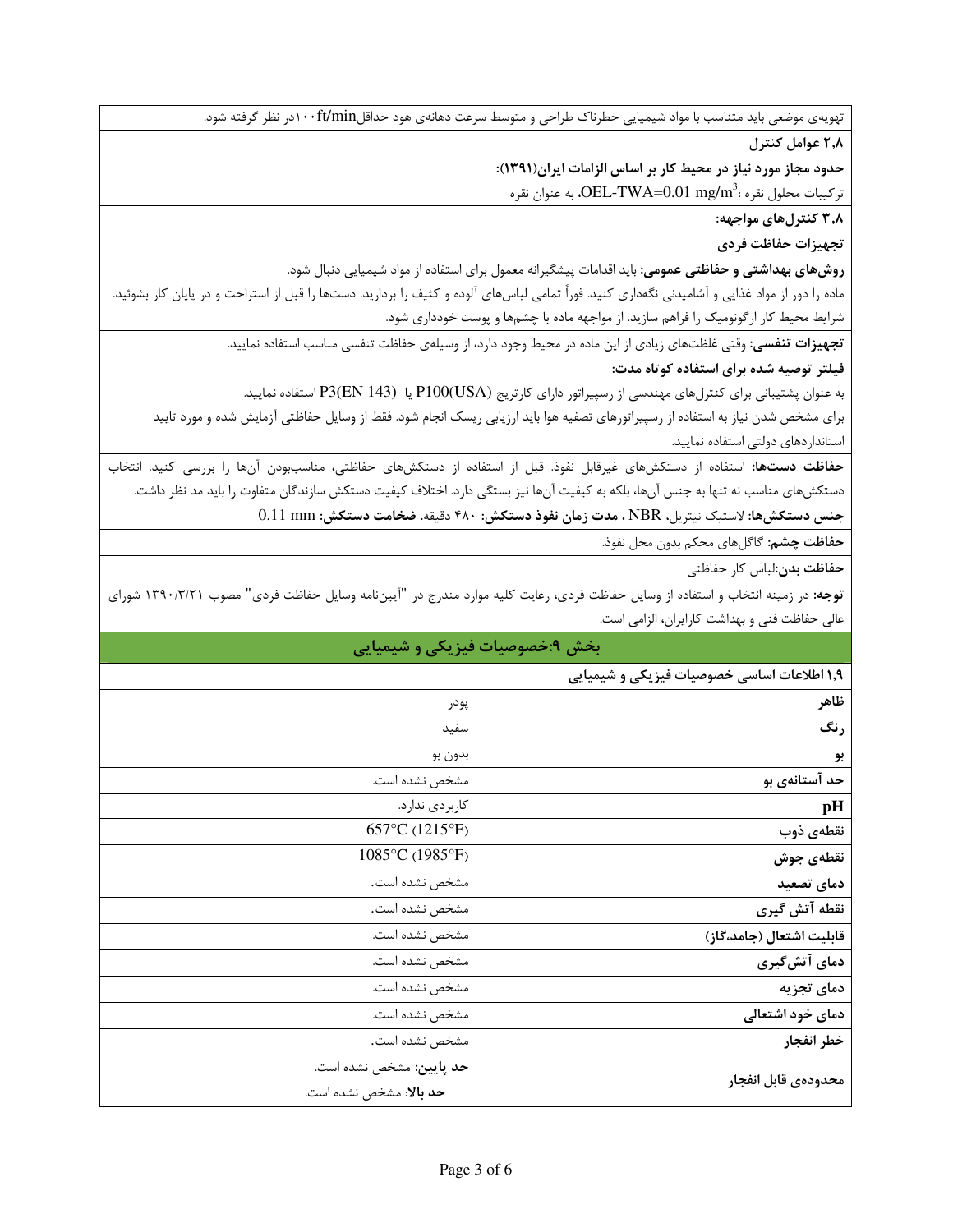تهویه‌ی موضعی باید متناسب با مواد شیمیایی خطرناک طراحی و متوسط سرعت دهانه‌ی هود حداقل۱۰۰ft/minدر نظر گرفته شود.

**۲،۸ عوامل کنترل**

**حدود مجاز مورد نیاز در محیط کار بر اساس الزامات ایران(۱۳۹۱):**

ترکیبات محلول نقره :$OEL\text{-}TWA=0.01\ mg/m^3$، به عنوان نقره

**۳،۸ کنترل‌های مواجهه:**

**تجهیزات حفاظت فردی**

**روش‌های بهداشتی و حفاظتی عمومی:** باید اقدامات پیشگیرانه معمول برای استفاده از مواد شیمیایی دنبال شود.

ماده را دور از مواد غذایی و آشامیدنی نگه‌داری کنید. فوراً تمامی لباس‌های آلوده و کثیف را بردارید. دست‌ها را قبل از استراحت و در پایان کار بشوئید.

شرایط محیط کار ارگونومیک را فراهم سازید. از مواجهه ماده با چشم‌ها و پوست خودداری شود.

**تجهیزات تنفسی:** وقتی غلظت‌های زیادی از این ماده در محیط وجود دارد، از وسیله‌ی حفاظت تنفسی مناسب استفاده نمایید.

**فیلتر توصیه شده برای استفاده کوتاه مدت:**

به عنوان پشتیبانی برای کنترل‌های مهندسی از رسپیراتور دارای کارتریج P100(USA) یا P3(EN 143) استفاده نمایید.

برای مشخص شدن نیاز به استفاده از رسپیراتورهای تصفیه هوا باید ارزیابی ریسک انجام شود. فقط از وسایل حفاظتی آزمایش شده و مورد تایید استانداردهای دولتی استفاده نمایید.

**حفاظت دست‌ها:** استفاده از دستکش‌های غیرقابل نفوذ. قبل از استفاده از دستکش‌های حفاظتی، مناسب‌بودن آن‌ها را بررسی کنید. انتخاب دستکش‌های مناسب نه تنها به جنس آن‌ها، بلکه به کیفیت آن‌ها نیز بستگی دارد. اختلاف کیفیت دستکش سازندگان متفاوت را باید مد نظر داشت.

**جنس دستکش‌ها:** لاستیک نیتریل، NBR ، **مدت زمان نفوذ دستکش:** ۴۸۰ دقیقه، **ضخامت دستکش:** 0.11 mm

**حفاظت چشم:** گاگل‌های محکم بدون محل نفوذ.

**حفاظت بدن:**لباس کار حفاظتی

**توجه:** در زمینه انتخاب و استفاده از وسایل حفاظت فردی، رعایت کلیه موارد مندرج در "آیین‌نامه وسایل حفاظت فردی" مصوب ۱۳۹۰/۳/۲۱ شورای عالی حفاظت فنی و بهداشت کارایران، الزامی است.

## بخش ۹:خصوصیات فیزیکی و شیمیایی

**۱،۹ اطلاعات اساسی خصوصیات فیزیکی و شیمیایی**

| | |
|---|---|
| **ظاهر** | پودر |
| **رنگ** | سفید |
| **بو** | بدون بو |
| **حد آستانه‌ی بو** | مشخص نشده است. |
| **pH** | کاربردی ندارد. |
| **نقطه‌ی ذوب** | 657°C (1215°F) |
| **نقطه‌ی جوش** | 1085°C (1985°F) |
| **دمای تصعید** | مشخص نشده است. |
| **نقطه آتش گیری** | مشخص نشده است. |
| **قابلیت اشتعال (جامد،گاز)** | مشخص نشده است. |
| **دمای آتش‌گیری** | مشخص نشده است. |
| **دمای تجزیه** | مشخص نشده است. |
| **دمای خود اشتعالی** | مشخص نشده است. |
| **خطر انفجار** | مشخص نشده است. |
| **محدوده‌ی قابل انفجار** | **حد پایین:** مشخص نشده است. **حد بالا:** مشخص نشده است. |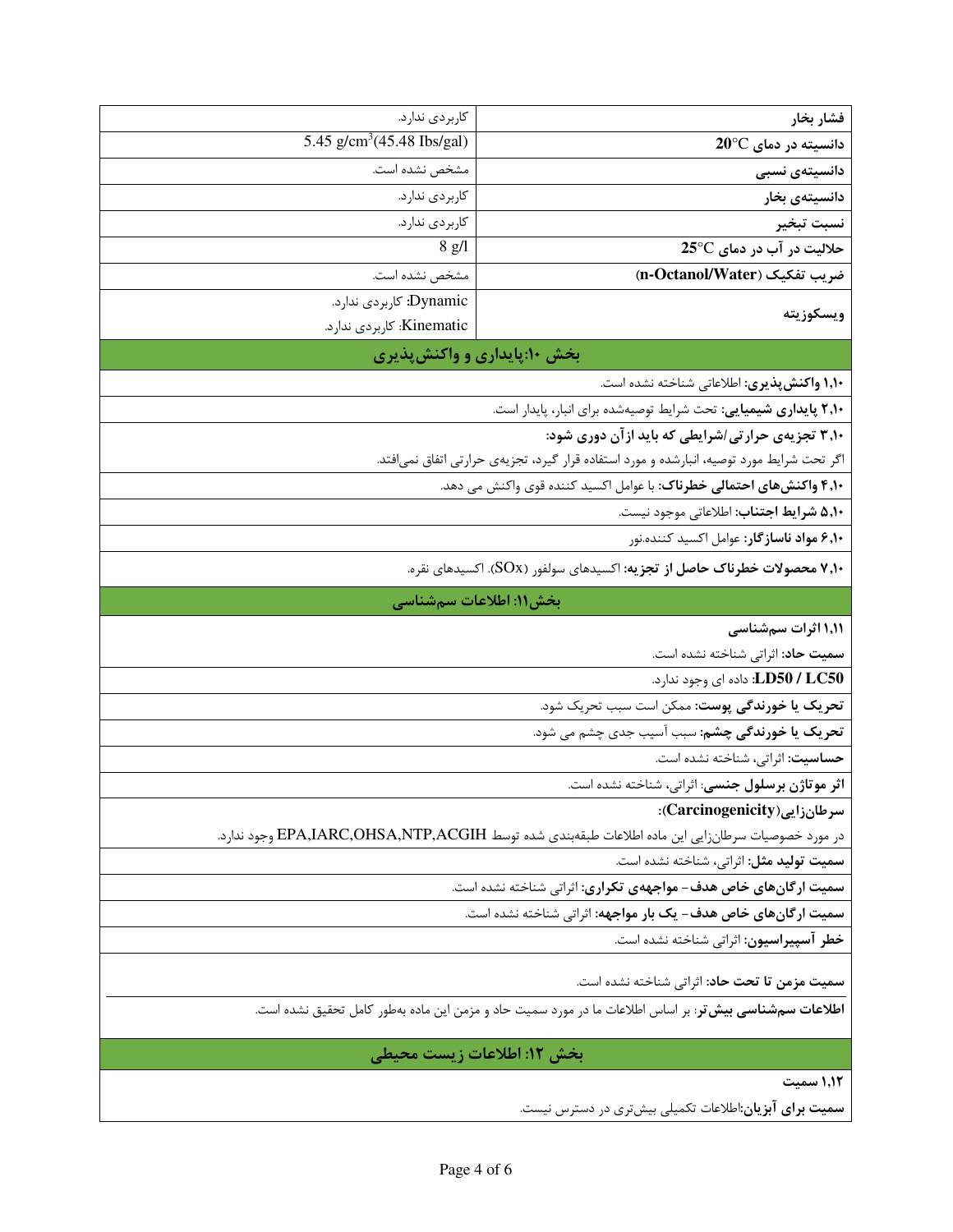| | |
|---|---|
| **فشار بخار** | کاربردی ندارد. |
| **دانسیته در دمای 20°C** | 5.45 $g/cm^3$(45.48 Ibs/gal) |
| **دانسیته‌ی نسبی** | مشخص نشده است. |
| **دانسیته‌ی بخار** | کاربردی ندارد. |
| **نسبت تبخیر** | کاربردی ندارد. |
| **حلالیت در آب در دمای 25°C** | 8 g/l |
| **ضریب تفکیک (n-Octanol/Water)** | مشخص نشده است. |
| **ویسکوزیته** | Dynamic: کاربردی ندارد. Kinematic: کاربردی ندارد. |

## بخش ۱۰:پایداری و واکنش‌پذیری

**۱،۱۰ واکنش‌پذیری:** اطلاعاتی شناخته نشده است.

**۲،۱۰ پایداری شیمیایی:** تحت شرایط توصیه‌شده برای انبار، پایدار است.

**۳،۱۰ تجزیه‌ی حرارتی/شرایطی که باید ازآن دوری شود:**

اگر تحت شرایط مورد توصیه، انبارشده و مورد استفاده قرار گیرد، تجزیه‌ی حرارتی اتفاق نمی‌افتد.

**۴،۱۰ واکنش‌های احتمالی خطرناک:** با عوامل اکسید کننده قوی واکنش می دهد.

**۵،۱۰ شرایط اجتناب:** اطلاعاتی موجود نیست.

**۶،۱۰ مواد ناسازگار:** عوامل اکسید کننده،نور

**۷،۱۰ محصولات خطرناک حاصل از تجزیه:** اکسیدهای سولفور (SOx). اکسیدهای نقره.

## بخش۱۱: اطلاعات سم‌شناسی

**۱،۱۱ اثرات سم‌شناسی**

**سمیت حاد:** اثراتی شناخته نشده است.

**LD50 / LC50:** داده ای وجود ندارد.

**تحریک یا خورندگی پوست:** ممکن است سبب تحریک شود.

**تحریک یا خورندگی چشم:** سبب آسیب جدی چشم می شود.

**حساسیت:** اثراتی، شناخته نشده است.

**اثر موتاژن برسلول جنسی:** اثراتی، شناخته نشده است.

**سرطان‌زایی(Carcinogenicity):**

در مورد خصوصیات سرطان‌زایی این ماده اطلاعات طبقه‌بندی شده توسط EPA,IARC,OHSA,NTP,ACGIH وجود ندارد.

**سمیت تولید مثل:** اثراتی، شناخته نشده است.

**سمیت ارگان‌های خاص هدف- مواجهه‌ی تکراری:** اثراتی شناخته نشده است.

**سمیت ارگان‌های خاص هدف- یک بار مواجهه:** اثراتی شناخته نشده است.

**خطر آسپیراسیون:** اثراتی شناخته نشده است.

**سمیت مزمن تا تحت حاد:** اثراتی شناخته نشده است.

**اطلاعات سم‌شناسی بیش‌تر**: بر اساس اطلاعات ما در مورد سمیت حاد و مزمن این ماده به‌طور کامل تحقیق نشده است.

## بخش ۱۲: اطلاعات زیست محیطی

**۱،۱۲ سمیت**

**سمیت برای آبزیان:**اطلاعات تکمیلی بیش‌تری در دسترس نیست.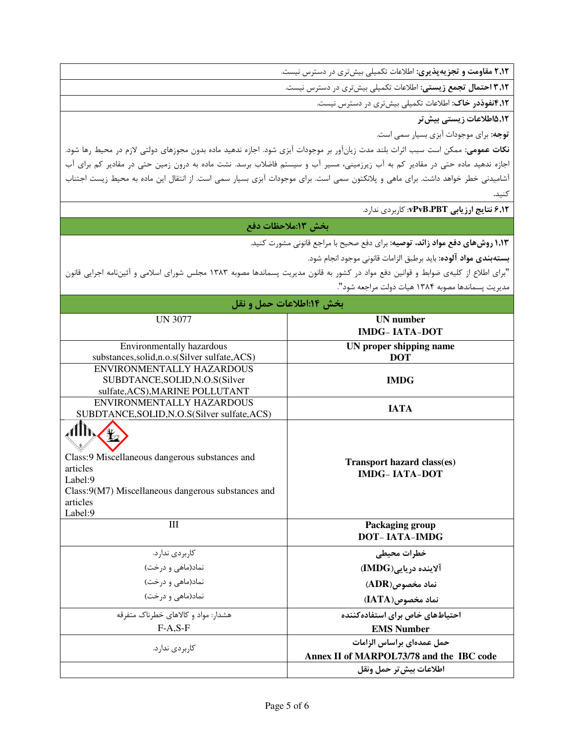| |
|---|
| **۲,۱۲ مقاومت و تجزیه‌پذیری:** اطلاعات تکمیلی بیش‌تری در دسترس نیست. |
| **۳,۱۲ احتمال تجمع زیستی:** اطلاعات تکمیلی بیش‌تری در دسترس نیست. |
| **۴,۱۲نفوذدر خاک:** اطلاعات تکمیلی بیش‌تری در دسترس نیست. |
| **۵,۱۲اطلاعات زیستی بیش‌تر** |

**توجه:** برای موجودات آبزی بسیار سمی است.

**نکات عمومی:** ممکن است سبب اثرات بلند مدت زیان‌آور بر موجودات آبزی شود. اجازه ندهید ماده بدون مجوزهای دولتی لازم در محیط رها شود. اجازه ندهید ماده حتی در مقادیر کم به آب زیرزمینی، مسیر آب و سیستم فاضلاب برسد. نشت ماده به درون زمین حتی در مقادیر کم برای آب آشامیدنی خطر خواهد داشت. برای ماهی و پلانکتون سمی است. برای موجودات آبزی بسیار سمی است. از انتقال این ماده به محیط زیست اجتناب کنید.

**۶,۱۲ نتایج ارزیابی vPvB.PBT:** کاربردی ندارد.

## بخش ۱۳:ملاحظات دفع

**۱,۱۳ روش‌های دفع مواد زائد، توصیه:** برای دفع صحیح با مراجع قانونی مشورت کنید.

**بسته‌بندی مواد آلوده:** باید برطبق الزامات قانونی موجود انجام شود.

"برای اطلاع از کلیه‌ی ضوابط و قوانین دفع مواد در کشور به قانون مدیریت پسماندها مصوبه ۱۳۸۳ مجلس شورای اسلامی و آئین‌نامه اجرایی قانون مدیریت پسماندها مصوبه ۱۳۸۴ هیات دولت مراجعه شود".

## بخش ۱۴:اطلاعات حمل و نقل

| | |
|---|---|
| **UN number IMDG- IATA-DOT** | UN 3077 |
| **UN proper shipping name DOT** | Environmentally hazardous substances,solid,n.o.s(Silver sulfate,ACS) |
| **IMDG** | ENVIRONMENTALLY HAZARDOUS SUBDTANCE,SOLID,N.O.S(Silver sulfate,ACS),MARINE POLLUTANT |
| **IATA** | ENVIRONMENTALLY HAZARDOUS SUBDTANCE,SOLID,N.O.S(Silver sulfate,ACS) |
| **Transport hazard class(es) IMDG- IATA-DOT** | Class:9 Miscellaneous dangerous substances and articles<br>Label:9<br>Class:9(M7) Miscellaneous dangerous substances and articles<br>Label:9 |
| **Packaging group DOT- IATA-IMDG** | III |
| **خطرات محیطی**<br>**آلاینده دریایی(IMDG)**<br>**نماد مخصوص(ADR)**<br>**نماد مخصوص(IATA)** | کاربردی ندارد.<br>نماد(ماهی و درخت)<br>نماد(ماهی و درخت)<br>نماد(ماهی و درخت) |
| **احتیاط‌های خاص برای استفاده‌کننده**<br>**EMS Number** | هشدار: مواد و کالاهای خطرناک متفرقه<br>F-A,S-F |
| **حمل عمده‌ای براساس الزامات Annex II of MARPOL73/78 and the IBC code** | کاربردی ندارد. |
| **اطلاعات بیش‌تر حمل ونقل** | |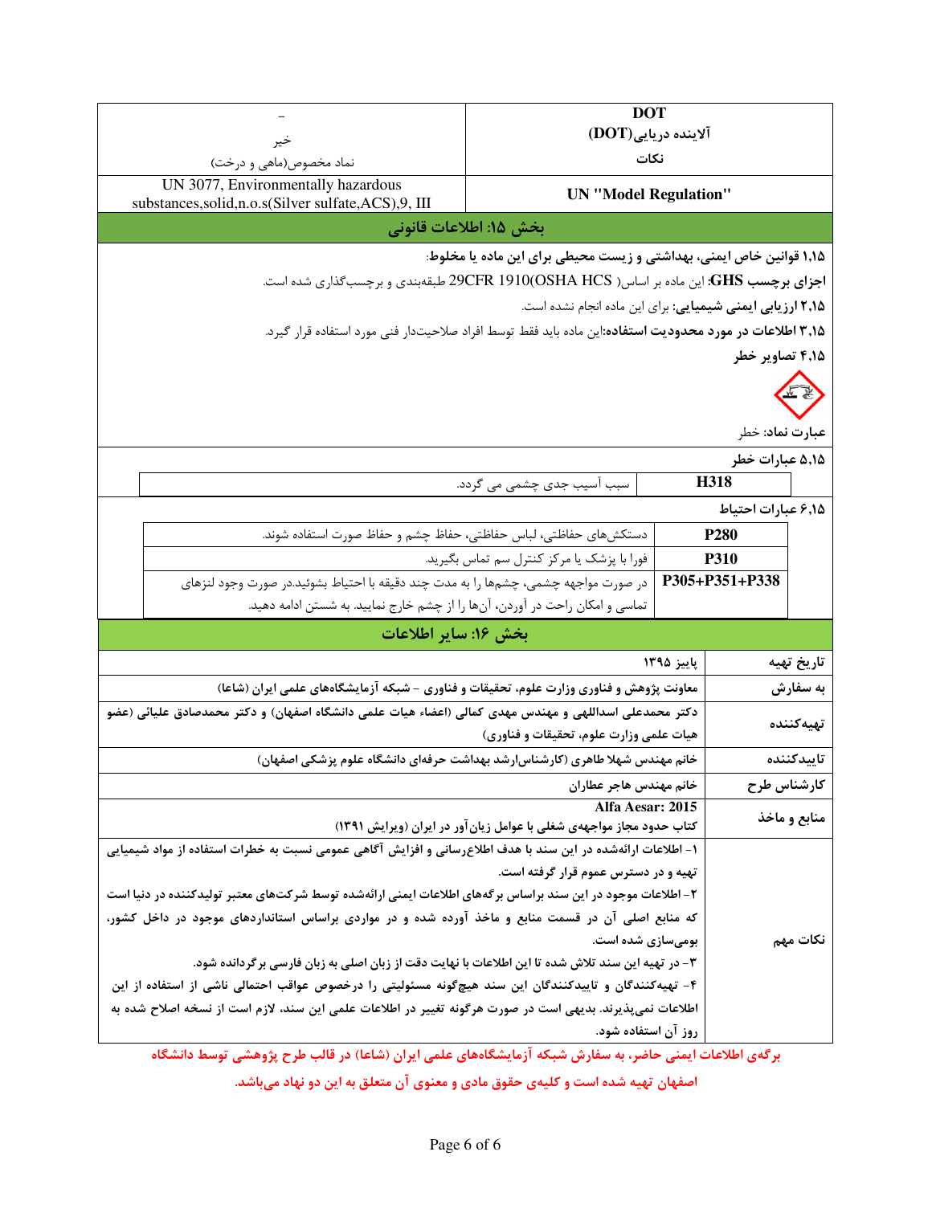| | |
|---|---|
| **DOT**<br>**آلاینده دریایی(DOT)**<br>**نکات** | –<br>خیر<br>نماد مخصوص(ماهی و درخت) |
| **UN "Model Regulation"** | UN 3077, Environmentally hazardous substances,solid,n.o.s(Silver sulfate,ACS),9, III |

## بخش ۱۵: اطلاعات قانونی

**۱،۱۵ قوانین خاص ایمنی، بهداشتی و زیست محیطی برای این ماده یا مخلوط:**

**اجزای برچسب GHS:** این ماده بر اساس( 29CFR 1910(OSHA HCS طبقه‌بندی و برچسب‌گذاری شده است.

**۲،۱۵ ارزیابی ایمنی شیمیایی:** برای این ماده انجام نشده است.

**۳،۱۵ اطلاعات در مورد محدودیت استفاده:** این ماده باید فقط توسط افراد صلاحیت‌دار فنی مورد استفاده قرار گیرد.

**۴،۱۵ تصاویر خطر**

**عبارت نماد:** خطر

**۵،۱۵ عبارات خطر**

| | |
|---|---|
| **H318** | سبب آسیب جدی چشمی می گردد. |

**۶،۱۵ عبارات احتیاط**

| | |
|---|---|
| **P280** | دستکش‌های حفاظتی، لباس حفاظتی، حفاظ چشم و حفاظ صورت استفاده شوند. |
| **P310** | فورا با پزشک یا مرکز کنترل سم تماس بگیرید. |
| **P305+P351+P338** | در صورت مواجهه چشمی، چشم‌ها را به مدت چند دقیقه با احتیاط بشوئید.در صورت وجود لنزهای تماسی و امکان راحت در آوردن، آن‌ها را از چشم خارج نمایید. به شستن ادامه دهید. |

## بخش ۱۶: سایر اطلاعات

| | |
|---|---|
| **تاریخ تهیه** | پاییز ۱۳۹۵ |
| **به سفارش** | **معاونت پژوهش و فناوری وزارت علوم، تحقیقات و فناوری - شبکه آزمایشگاه‌های علمی ایران (شاعا)** |
| **تهیه‌کننده** | **دکتر محمدعلی اسداللهی و مهندس مهدی کمالی (اعضاء هیات علمی دانشگاه اصفهان) و دکتر محمدصادق علیائی (عضو هیات علمی وزارت علوم، تحقیقات و فناوری)** |
| **تاییدکننده** | **خانم مهندس شهلا طاهری (کارشناس‌ارشد بهداشت حرفه‌ای دانشگاه علوم پزشکی اصفهان)** |
| **کارشناس طرح** | **خانم مهندس هاجر عطاران** |
| **منابع و ماخذ** | **Alfa Aesar: 2015**<br>**کتاب حدود مجاز مواجهه‌ی شغلی با عوامل زیان‌آور در ایران (ویرایش ۱۳۹۱)** |
| **نکات مهم** | **۱- اطلاعات ارائه‌شده در این سند با هدف اطلاع‌رسانی و افزایش آگاهی عمومی نسبت به خطرات استفاده از مواد شیمیایی تهیه و در دسترس عموم قرار گرفته است.**<br>**۲- اطلاعات موجود در این سند براساس برگه‌های اطلاعات ایمنی ارائه‌شده توسط شرکت‌های معتبر تولیدکننده در دنیا است که منابع اصلی آن در قسمت منابع و ماخذ آورده شده و در مواردی براساس استانداردهای موجود در داخل کشور، بومی‌سازی شده است.**<br>**۳- در تهیه این سند تلاش شده تا این اطلاعات با نهایت دقت از زبان اصلی به زبان فارسی برگردانده شود.**<br>**۴- تهیه‌کنندگان و تاییدکنندگان این سند هیچ‌گونه مسئولیتی را درخصوص عواقب احتمالی ناشی از استفاده از این اطلاعات نمی‌پذیرند. بدیهی است در صورت هرگونه تغییر در اطلاعات علمی این سند، لازم است از نسخه اصلاح شده به روز آن استفاده شود.** |

**برگه‌ی اطلاعات ایمنی حاضر، به سفارش شبکه آزمایشگاه‌های علمی ایران (شاعا) در قالب طرح پژوهشی توسط دانشگاه اصفهان تهیه شده است و کلیه‌ی حقوق مادی و معنوی آن متعلق به این دو نهاد می‌باشد.**